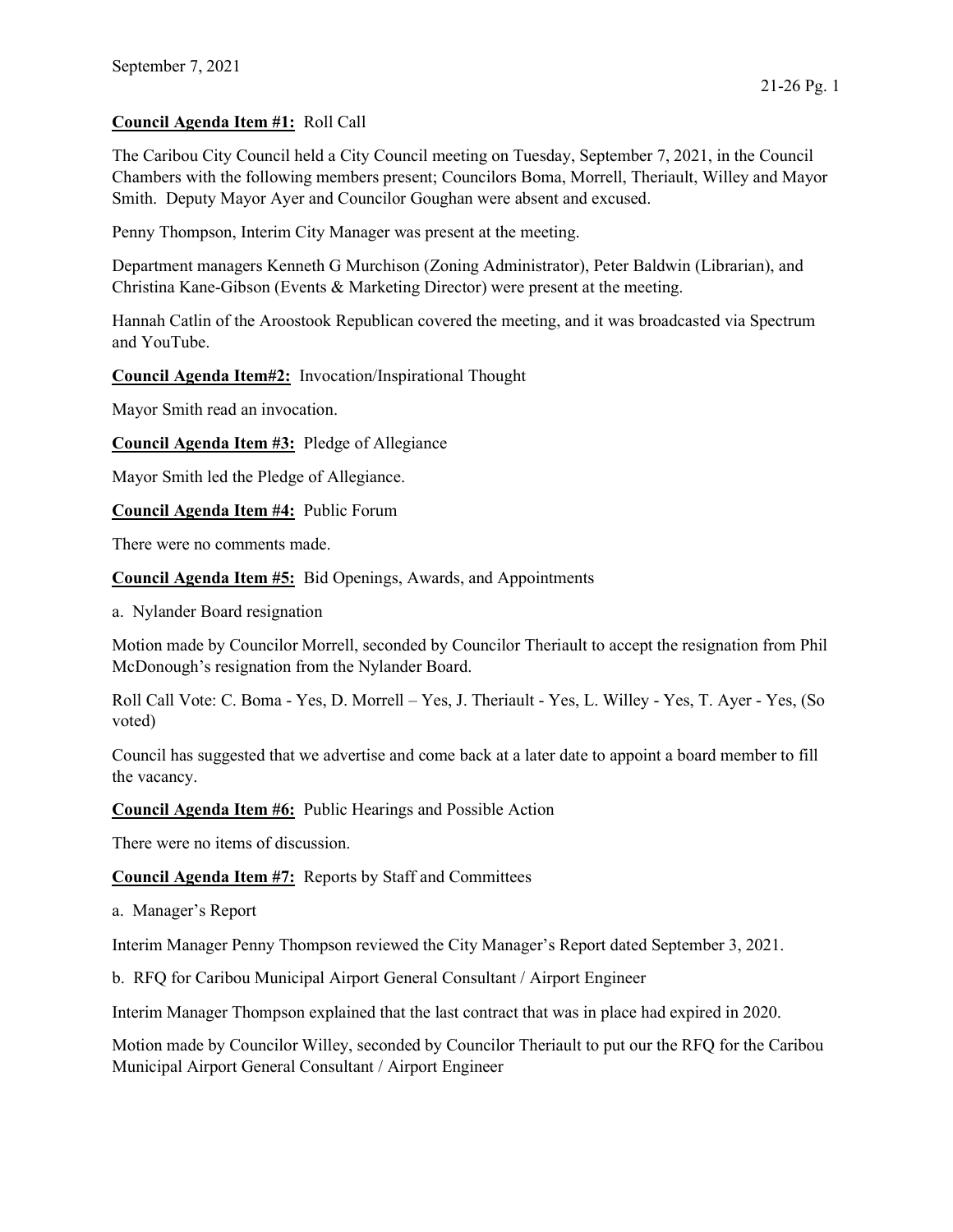September 7, 2021

**Council Agenda Item #1:** Roll Call

The Caribou City Council held a City Council meeting on Tuesday, September 7, 2021, in the Council Chambers with the following members present; Councilors Boma, Morrell, Theriault, Willey and Mayor Smith. Deputy Mayor Ayer and Councilor Goughan were absent and excused.

Penny Thompson, Interim City Manager was present at the meeting.

Department managers Kenneth G Murchison (Zoning Administrator), Peter Baldwin (Librarian), and Christina Kane-Gibson (Events & Marketing Director) were present at the meeting.

Hannah Catlin of the Aroostook Republican covered the meeting, and it was broadcasted via Spectrum and YouTube.

**Council Agenda Item#2:** Invocation/Inspirational Thought

Mayor Smith read an invocation.

**Council Agenda Item #3:** Pledge of Allegiance

Mayor Smith led the Pledge of Allegiance.

**Council Agenda Item #4:** Public Forum

There were no comments made.

**Council Agenda Item #5:** Bid Openings, Awards, and Appointments

a. Nylander Board resignation

Motion made by Councilor Morrell, seconded by Councilor Theriault to accept the resignation from Phil McDonough's resignation from the Nylander Board.

Roll Call Vote: C. Boma - Yes, D. Morrell – Yes, J. Theriault - Yes, L. Willey - Yes, T. Ayer - Yes, (So voted)

Council has suggested that we advertise and come back at a later date to appoint a board member to fill the vacancy.

**Council Agenda Item #6:** Public Hearings and Possible Action

There were no items of discussion.

**Council Agenda Item #7:** Reports by Staff and Committees

a. Manager's Report

Interim Manager Penny Thompson reviewed the City Manager's Report dated September 3, 2021.

b. RFQ for Caribou Municipal Airport General Consultant / Airport Engineer

Interim Manager Thompson explained that the last contract that was in place had expired in 2020.

Motion made by Councilor Willey, seconded by Councilor Theriault to put our the RFQ for the Caribou Municipal Airport General Consultant / Airport Engineer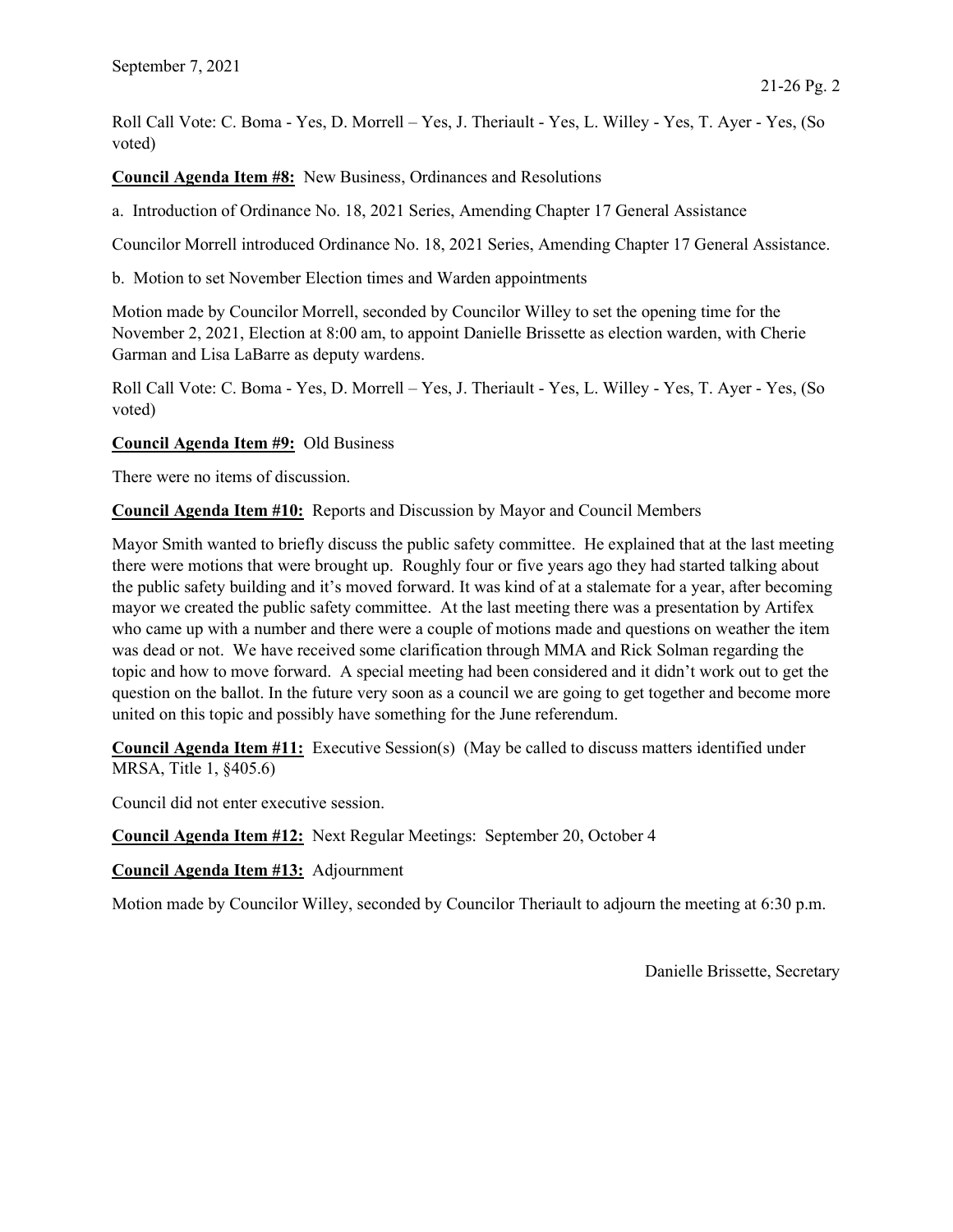Roll Call Vote: C. Boma - Yes, D. Morrell – Yes, J. Theriault - Yes, L. Willey - Yes, T. Ayer - Yes, (So voted)

**Council Agenda Item #8:** New Business, Ordinances and Resolutions

a. Introduction of Ordinance No. 18, 2021 Series, Amending Chapter 17 General Assistance

Councilor Morrell introduced Ordinance No. 18, 2021 Series, Amending Chapter 17 General Assistance.

b. Motion to set November Election times and Warden appointments

Motion made by Councilor Morrell, seconded by Councilor Willey to set the opening time for the November 2, 2021, Election at 8:00 am, to appoint Danielle Brissette as election warden, with Cherie Garman and Lisa LaBarre as deputy wardens.

Roll Call Vote: C. Boma - Yes, D. Morrell – Yes, J. Theriault - Yes, L. Willey - Yes, T. Ayer - Yes, (So voted)

**Council Agenda Item #9:** Old Business

There were no items of discussion.

**Council Agenda Item #10:** Reports and Discussion by Mayor and Council Members

Mayor Smith wanted to briefly discuss the public safety committee. He explained that at the last meeting there were motions that were brought up. Roughly four or five years ago they had started talking about the public safety building and it's moved forward. It was kind of at a stalemate for a year, after becoming mayor we created the public safety committee. At the last meeting there was a presentation by Artifex who came up with a number and there were a couple of motions made and questions on weather the item was dead or not. We have received some clarification through MMA and Rick Solman regarding the topic and how to move forward. A special meeting had been considered and it didn't work out to get the question on the ballot. In the future very soon as a council we are going to get together and become more united on this topic and possibly have something for the June referendum.

**Council Agenda Item #11:** Executive Session(s) (May be called to discuss matters identified under MRSA, Title 1, §405.6)

Council did not enter executive session.

**Council Agenda Item #12:** Next Regular Meetings: September 20, October 4

**Council Agenda Item #13:** Adjournment

Motion made by Councilor Willey, seconded by Councilor Theriault to adjourn the meeting at 6:30 p.m.

Danielle Brissette, Secretary